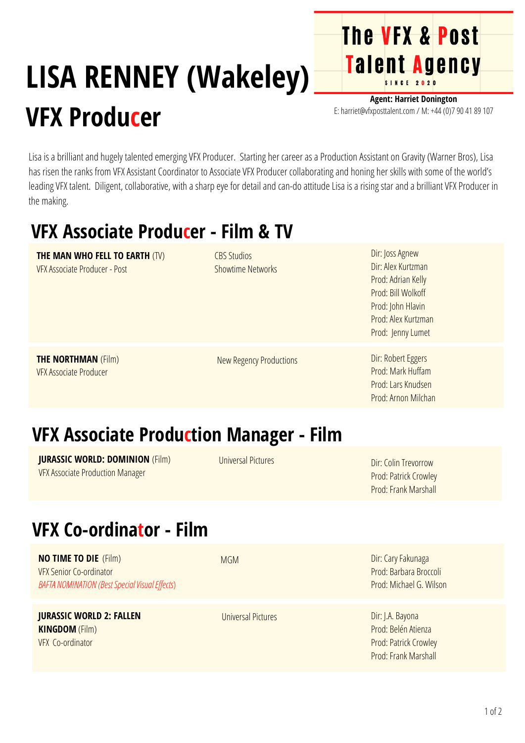# LISA RENNEY (Wakeley)

## VFX Producer

**The VFX & Post Talent Agency**
SINCE 2020

**Agent: Harriet Donington**
E: harriet@vfxposttalent.com / M: +44 (0)7 90 41 89 107

Lisa is a brilliant and hugely talented emerging VFX Producer. Starting her career as a Production Assistant on Gravity (Warner Bros), Lisa has risen the ranks from VFX Assistant Coordinator to Associate VFX Producer collaborating and honing her skills with some of the world's leading VFX talent. Diligent, collaborative, with a sharp eye for detail and can-do attitude Lisa is a rising star and a brilliant VFX Producer in the making.

## VFX Associate Producer - Film & TV

| Project | Company | Credits |
|---|---|---|
| **THE MAN WHO FELL TO EARTH** (TV)<br>VFX Associate Producer - Post | CBS Studios<br>Showtime Networks | Dir: Joss Agnew<br>Dir: Alex Kurtzman<br>Prod: Adrian Kelly<br>Prod: Bill Wolkoff<br>Prod: John Hlavin<br>Prod: Alex Kurtzman<br>Prod: Jenny Lumet |
| **THE NORTHMAN** (Film)<br>VFX Associate Producer | New Regency Productions | Dir: Robert Eggers<br>Prod: Mark Huffam<br>Prod: Lars Knudsen<br>Prod: Arnon Milchan |

## VFX Associate Production Manager - Film

| Project | Company | Credits |
|---|---|---|
| **JURASSIC WORLD: DOMINION** (Film)<br>VFX Associate Production Manager | Universal Pictures | Dir: Colin Trevorrow<br>Prod: Patrick Crowley<br>Prod: Frank Marshall |

## VFX Co-ordinator - Film

| Project | Company | Credits |
|---|---|---|
| **NO TIME TO DIE** (Film)<br>VFX Senior Co-ordinator<br>*BAFTA NOMINATION (Best Special Visual Effects)* | MGM | Dir: Cary Fakunaga<br>Prod: Barbara Broccoli<br>Prod: Michael G. Wilson |
| **JURASSIC WORLD 2: FALLEN KINGDOM** (Film)<br>VFX Co-ordinator | Universal Pictures | Dir: J.A. Bayona<br>Prod: Belén Atienza<br>Prod: Patrick Crowley<br>Prod: Frank Marshall |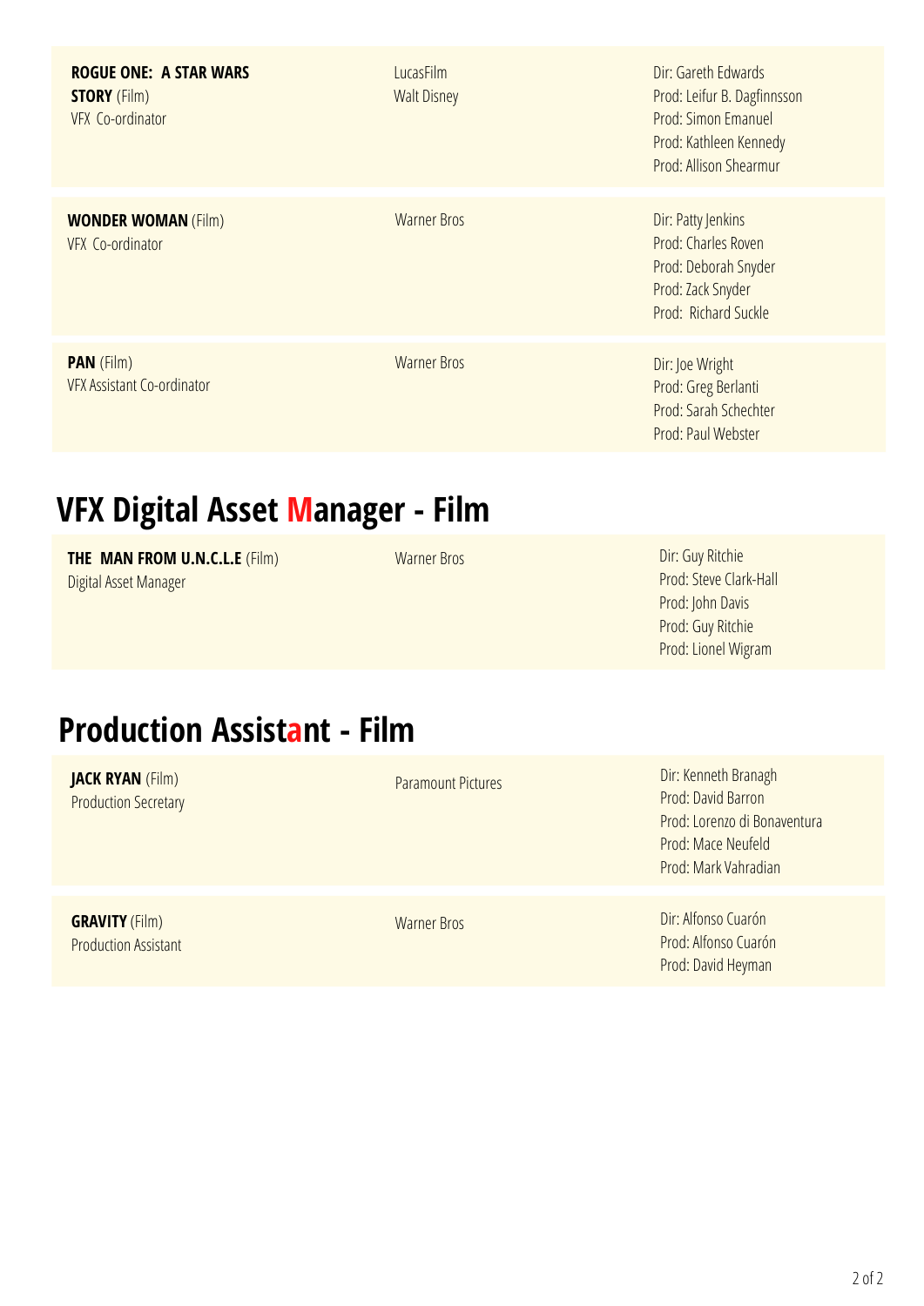| | | |
|---|---|---|
| **ROGUE ONE: A STAR WARS STORY** (Film)<br>VFX Co-ordinator | LucasFilm<br>Walt Disney | Dir: Gareth Edwards<br>Prod: Leifur B. Dagfinnsson<br>Prod: Simon Emanuel<br>Prod: Kathleen Kennedy<br>Prod: Allison Shearmur |
| **WONDER WOMAN** (Film)<br>VFX Co-ordinator | Warner Bros | Dir: Patty Jenkins<br>Prod: Charles Roven<br>Prod: Deborah Snyder<br>Prod: Zack Snyder<br>Prod: Richard Suckle |
| **PAN** (Film)<br>VFX Assistant Co-ordinator | Warner Bros | Dir: Joe Wright<br>Prod: Greg Berlanti<br>Prod: Sarah Schechter<br>Prod: Paul Webster |

# VFX Digital Asset Manager - Film

| | | |
|---|---|---|
| **THE MAN FROM U.N.C.L.E** (Film)<br>Digital Asset Manager | Warner Bros | Dir: Guy Ritchie<br>Prod: Steve Clark-Hall<br>Prod: John Davis<br>Prod: Guy Ritchie<br>Prod: Lionel Wigram |

# Production Assistant - Film

| | | |
|---|---|---|
| **JACK RYAN** (Film)<br>Production Secretary | Paramount Pictures | Dir: Kenneth Branagh<br>Prod: David Barron<br>Prod: Lorenzo di Bonaventura<br>Prod: Mace Neufeld<br>Prod: Mark Vahradian |
| **GRAVITY** (Film)<br>Production Assistant | Warner Bros | Dir: Alfonso Cuarón<br>Prod: Alfonso Cuarón<br>Prod: David Heyman |